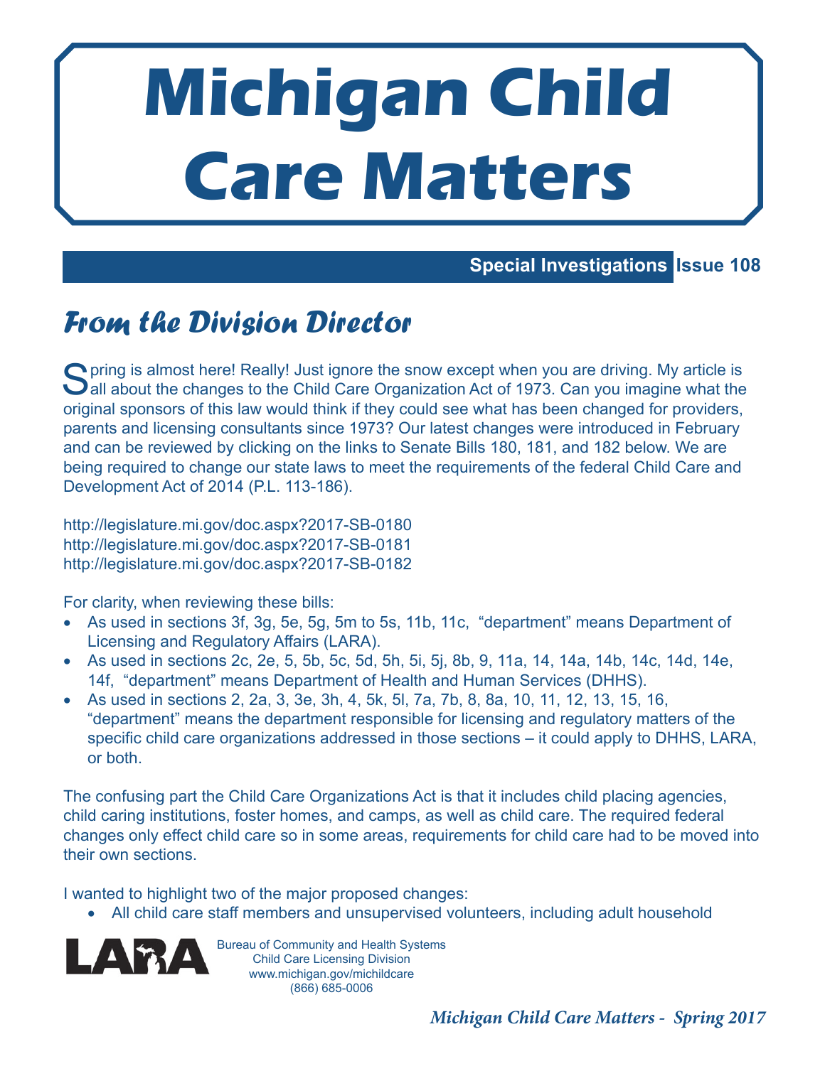# Michigan Child Care Matters

**Special Investigations** **Issue 108**

## From the Division Director

Spring is almost here! Really! Just ignore the snow except when you are driving. My article is all about the changes to the Child Care Organization Act of 1973. Can you imagine what the original sponsors of this law would think if they could see what has been changed for providers, parents and licensing consultants since 1973? Our latest changes were introduced in February and can be reviewed by clicking on the links to Senate Bills 180, 181, and 182 below. We are being required to change our state laws to meet the requirements of the federal Child Care and Development Act of 2014 (P.L. 113-186).

http://legislature.mi.gov/doc.aspx?2017-SB-0180
http://legislature.mi.gov/doc.aspx?2017-SB-0181
http://legislature.mi.gov/doc.aspx?2017-SB-0182

For clarity, when reviewing these bills:

- As used in sections 3f, 3g, 5e, 5g, 5m to 5s, 11b, 11c, "department" means Department of Licensing and Regulatory Affairs (LARA).
- As used in sections 2c, 2e, 5, 5b, 5c, 5d, 5h, 5i, 5j, 8b, 9, 11a, 14, 14a, 14b, 14c, 14d, 14e, 14f, "department" means Department of Health and Human Services (DHHS).
- As used in sections 2, 2a, 3, 3e, 3h, 4, 5k, 5l, 7a, 7b, 8, 8a, 10, 11, 12, 13, 15, 16, "department" means the department responsible for licensing and regulatory matters of the specific child care organizations addressed in those sections – it could apply to DHHS, LARA, or both.

The confusing part the Child Care Organizations Act is that it includes child placing agencies, child caring institutions, foster homes, and camps, as well as child care. The required federal changes only effect child care so in some areas, requirements for child care had to be moved into their own sections.

I wanted to highlight two of the major proposed changes:

- All child care staff members and unsupervised volunteers, including adult household

LARA

Bureau of Community and Health Systems
Child Care Licensing Division
www.michigan.gov/michildcare
(866) 685-0006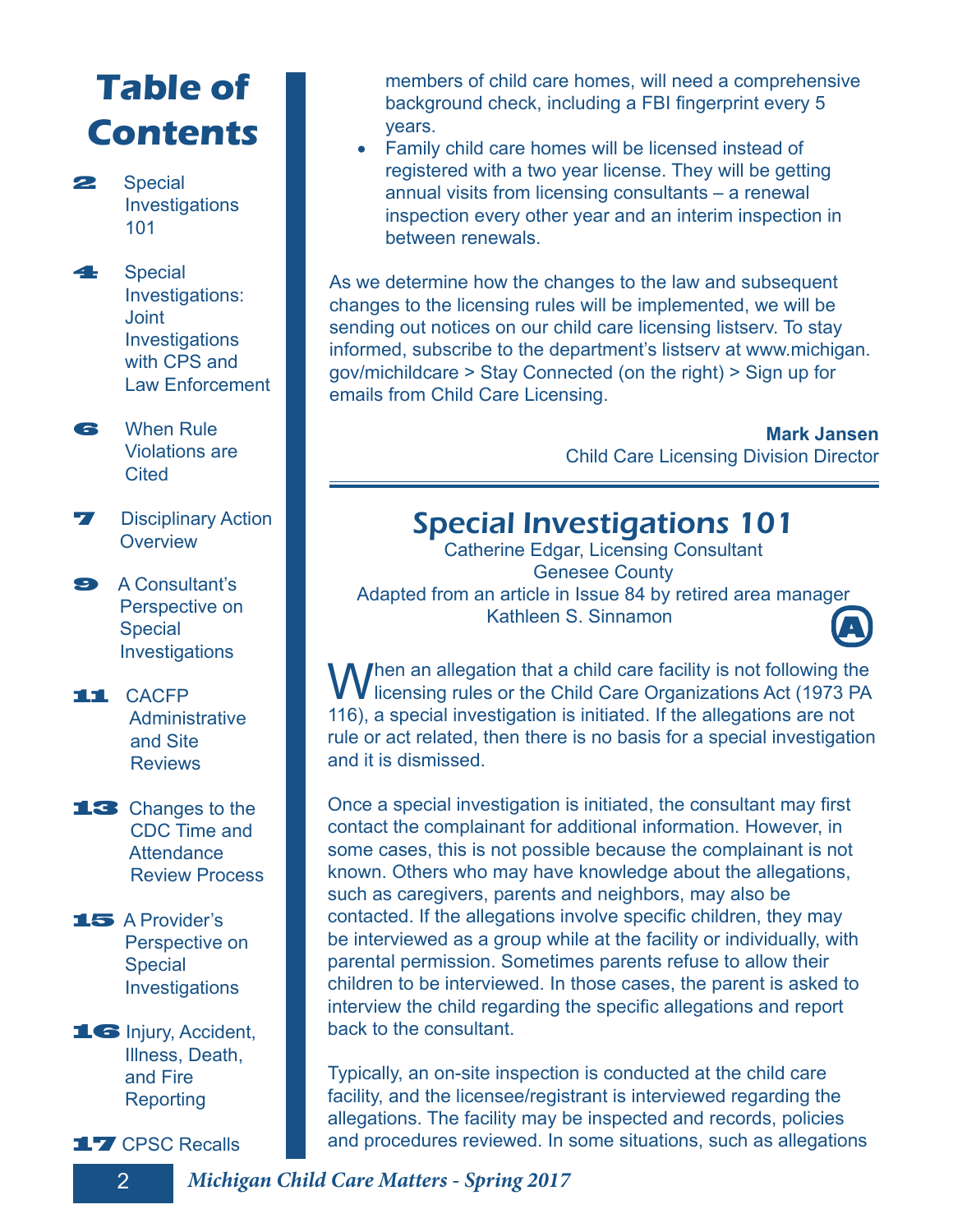# Table of Contents

**2** Special Investigations 101

**4** Special Investigations: Joint Investigations with CPS and Law Enforcement

**6** When Rule Violations are Cited

**7** Disciplinary Action Overview

**9** A Consultant's Perspective on Special Investigations

**11** CACFP Administrative and Site Reviews

**13** Changes to the CDC Time and Attendance Review Process

**15** A Provider's Perspective on Special Investigations

**16** Injury, Accident, Illness, Death, and Fire Reporting

**17** CPSC Recalls

members of child care homes, will need a comprehensive background check, including a FBI fingerprint every 5 years.

- Family child care homes will be licensed instead of registered with a two year license. They will be getting annual visits from licensing consultants – a renewal inspection every other year and an interim inspection in between renewals.

As we determine how the changes to the law and subsequent changes to the licensing rules will be implemented, we will be sending out notices on our child care licensing listserv. To stay informed, subscribe to the department's listserv at www.michigan.gov/michildcare > Stay Connected (on the right) > Sign up for emails from Child Care Licensing.

**Mark Jansen**
Child Care Licensing Division Director

---

## Special Investigations 101

Catherine Edgar, Licensing Consultant
Genesee County
Adapted from an article in Issue 84 by retired area manager Kathleen S. Sinnamon

When an allegation that a child care facility is not following the licensing rules or the Child Care Organizations Act (1973 PA 116), a special investigation is initiated. If the allegations are not rule or act related, then there is no basis for a special investigation and it is dismissed.

Once a special investigation is initiated, the consultant may first contact the complainant for additional information. However, in some cases, this is not possible because the complainant is not known. Others who may have knowledge about the allegations, such as caregivers, parents and neighbors, may also be contacted. If the allegations involve specific children, they may be interviewed as a group while at the facility or individually, with parental permission. Sometimes parents refuse to allow their children to be interviewed. In those cases, the parent is asked to interview the child regarding the specific allegations and report back to the consultant.

Typically, an on-site inspection is conducted at the child care facility, and the licensee/registrant is interviewed regarding the allegations. The facility may be inspected and records, policies and procedures reviewed. In some situations, such as allegations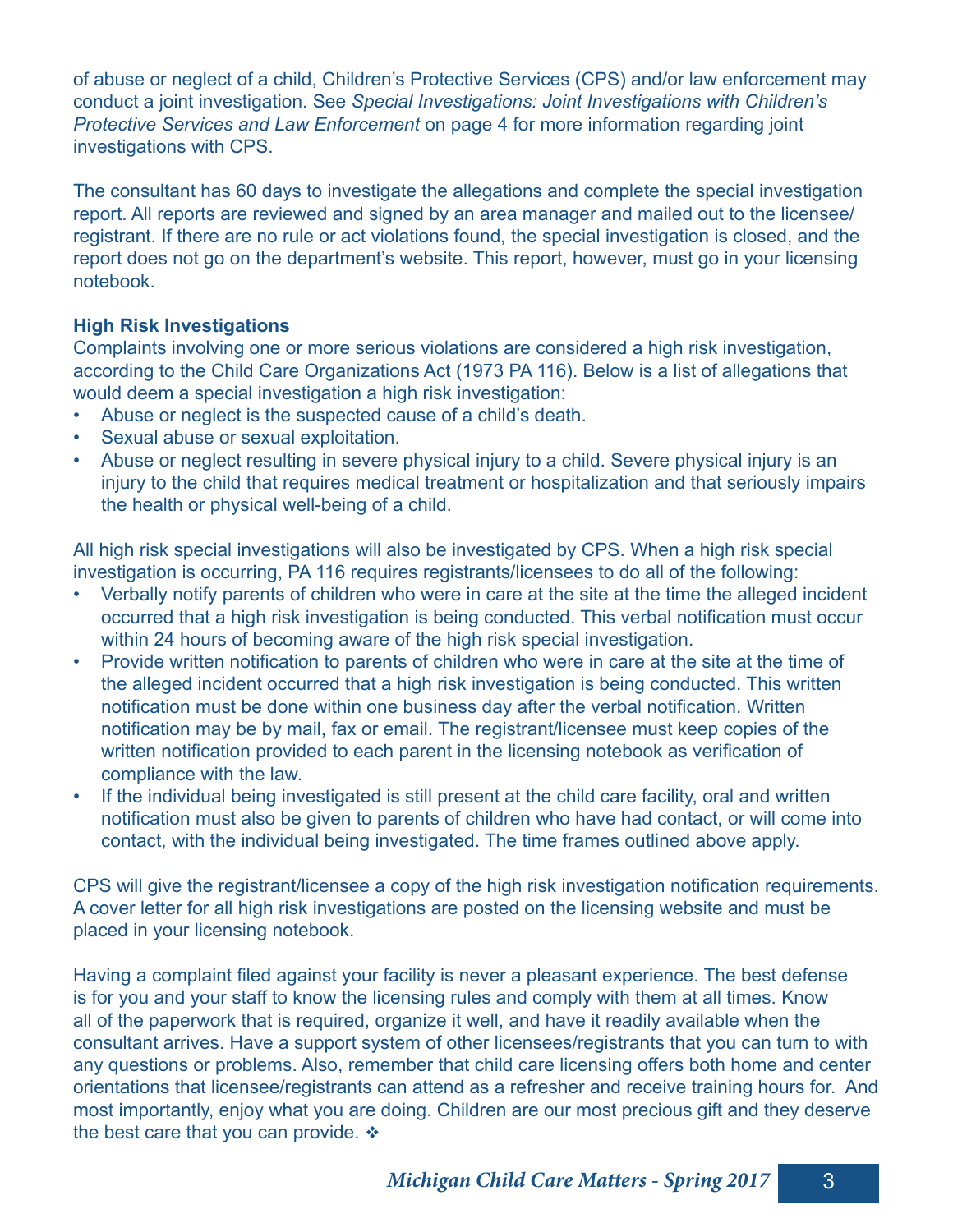of abuse or neglect of a child, Children's Protective Services (CPS) and/or law enforcement may conduct a joint investigation. See *Special Investigations: Joint Investigations with Children's Protective Services and Law Enforcement* on page 4 for more information regarding joint investigations with CPS.

The consultant has 60 days to investigate the allegations and complete the special investigation report. All reports are reviewed and signed by an area manager and mailed out to the licensee/registrant. If there are no rule or act violations found, the special investigation is closed, and the report does not go on the department's website. This report, however, must go in your licensing notebook.

**High Risk Investigations**

Complaints involving one or more serious violations are considered a high risk investigation, according to the Child Care Organizations Act (1973 PA 116). Below is a list of allegations that would deem a special investigation a high risk investigation:

- Abuse or neglect is the suspected cause of a child's death.
- Sexual abuse or sexual exploitation.
- Abuse or neglect resulting in severe physical injury to a child. Severe physical injury is an injury to the child that requires medical treatment or hospitalization and that seriously impairs the health or physical well-being of a child.

All high risk special investigations will also be investigated by CPS. When a high risk special investigation is occurring, PA 116 requires registrants/licensees to do all of the following:

- Verbally notify parents of children who were in care at the site at the time the alleged incident occurred that a high risk investigation is being conducted. This verbal notification must occur within 24 hours of becoming aware of the high risk special investigation.
- Provide written notification to parents of children who were in care at the site at the time of the alleged incident occurred that a high risk investigation is being conducted. This written notification must be done within one business day after the verbal notification. Written notification may be by mail, fax or email. The registrant/licensee must keep copies of the written notification provided to each parent in the licensing notebook as verification of compliance with the law.
- If the individual being investigated is still present at the child care facility, oral and written notification must also be given to parents of children who have had contact, or will come into contact, with the individual being investigated. The time frames outlined above apply.

CPS will give the registrant/licensee a copy of the high risk investigation notification requirements. A cover letter for all high risk investigations are posted on the licensing website and must be placed in your licensing notebook.

Having a complaint filed against your facility is never a pleasant experience. The best defense is for you and your staff to know the licensing rules and comply with them at all times. Know all of the paperwork that is required, organize it well, and have it readily available when the consultant arrives. Have a support system of other licensees/registrants that you can turn to with any questions or problems. Also, remember that child care licensing offers both home and center orientations that licensee/registrants can attend as a refresher and receive training hours for. And most importantly, enjoy what you are doing. Children are our most precious gift and they deserve the best care that you can provide. ❖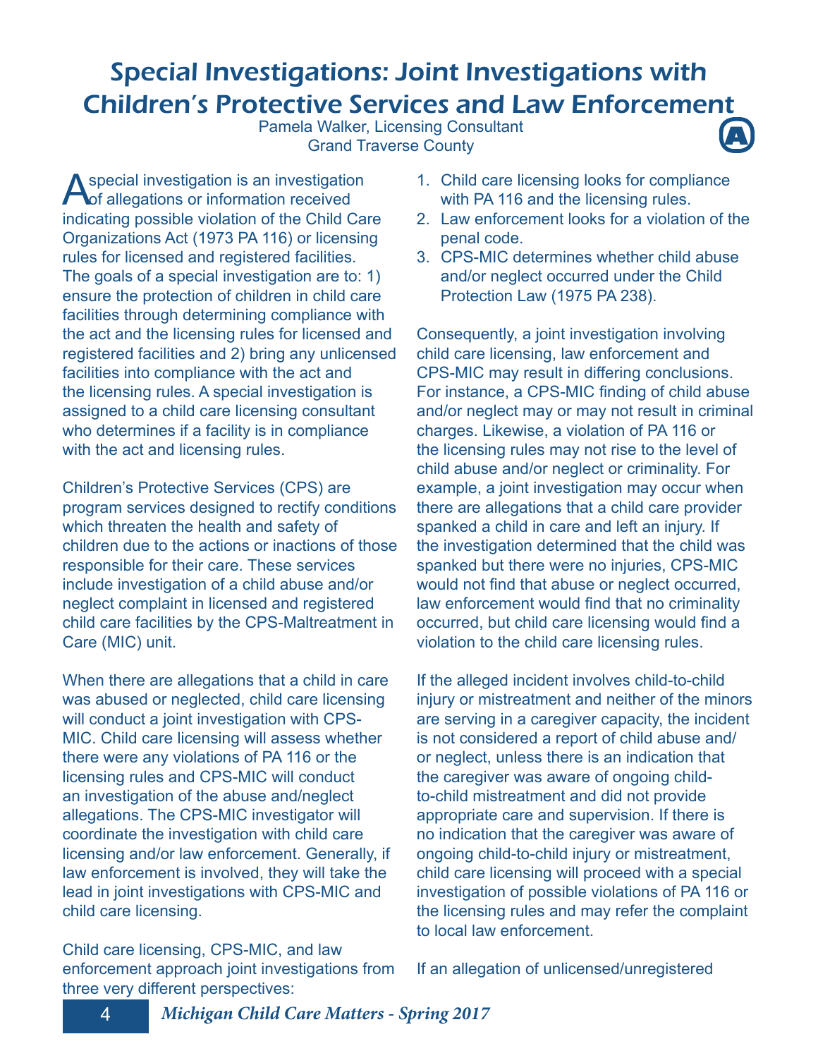# Special Investigations: Joint Investigations with Children's Protective Services and Law Enforcement

Pamela Walker, Licensing Consultant
Grand Traverse County

A special investigation is an investigation of allegations or information received indicating possible violation of the Child Care Organizations Act (1973 PA 116) or licensing rules for licensed and registered facilities. The goals of a special investigation are to: 1) ensure the protection of children in child care facilities through determining compliance with the act and the licensing rules for licensed and registered facilities and 2) bring any unlicensed facilities into compliance with the act and the licensing rules. A special investigation is assigned to a child care licensing consultant who determines if a facility is in compliance with the act and licensing rules.

Children's Protective Services (CPS) are program services designed to rectify conditions which threaten the health and safety of children due to the actions or inactions of those responsible for their care. These services include investigation of a child abuse and/or neglect complaint in licensed and registered child care facilities by the CPS-Maltreatment in Care (MIC) unit.

When there are allegations that a child in care was abused or neglected, child care licensing will conduct a joint investigation with CPS-MIC. Child care licensing will assess whether there were any violations of PA 116 or the licensing rules and CPS-MIC will conduct an investigation of the abuse and/neglect allegations. The CPS-MIC investigator will coordinate the investigation with child care licensing and/or law enforcement. Generally, if law enforcement is involved, they will take the lead in joint investigations with CPS-MIC and child care licensing.

Child care licensing, CPS-MIC, and law enforcement approach joint investigations from three very different perspectives:

1. Child care licensing looks for compliance with PA 116 and the licensing rules.
2. Law enforcement looks for a violation of the penal code.
3. CPS-MIC determines whether child abuse and/or neglect occurred under the Child Protection Law (1975 PA 238).

Consequently, a joint investigation involving child care licensing, law enforcement and CPS-MIC may result in differing conclusions. For instance, a CPS-MIC finding of child abuse and/or neglect may or may not result in criminal charges. Likewise, a violation of PA 116 or the licensing rules may not rise to the level of child abuse and/or neglect or criminality. For example, a joint investigation may occur when there are allegations that a child care provider spanked a child in care and left an injury. If the investigation determined that the child was spanked but there were no injuries, CPS-MIC would not find that abuse or neglect occurred, law enforcement would find that no criminality occurred, but child care licensing would find a violation to the child care licensing rules.

If the alleged incident involves child-to-child injury or mistreatment and neither of the minors are serving in a caregiver capacity, the incident is not considered a report of child abuse and/or neglect, unless there is an indication that the caregiver was aware of ongoing child-to-child mistreatment and did not provide appropriate care and supervision. If there is no indication that the caregiver was aware of ongoing child-to-child injury or mistreatment, child care licensing will proceed with a special investigation of possible violations of PA 116 or the licensing rules and may refer the complaint to local law enforcement.

If an allegation of unlicensed/unregistered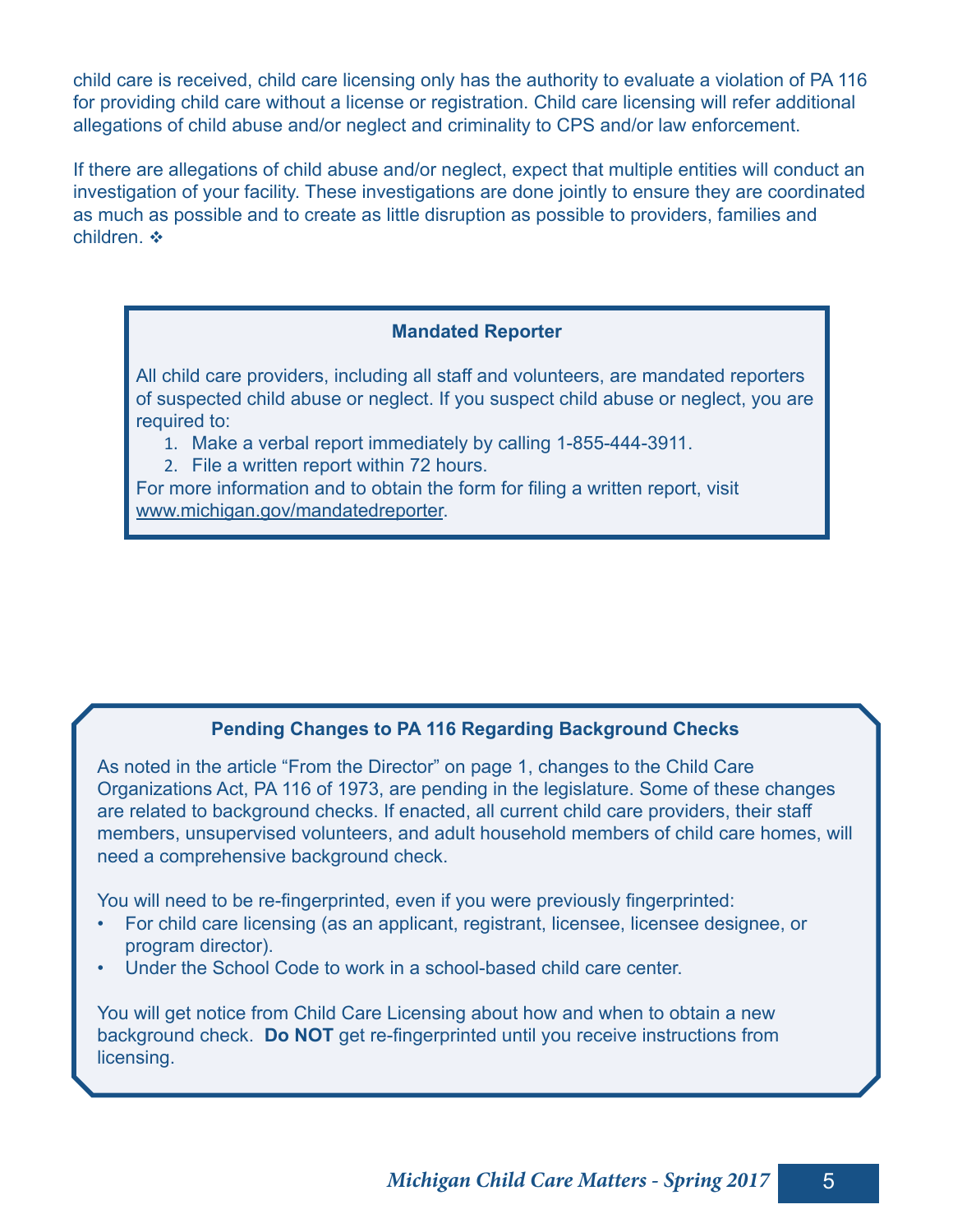child care is received, child care licensing only has the authority to evaluate a violation of PA 116 for providing child care without a license or registration. Child care licensing will refer additional allegations of child abuse and/or neglect and criminality to CPS and/or law enforcement.

If there are allegations of child abuse and/or neglect, expect that multiple entities will conduct an investigation of your facility. These investigations are done jointly to ensure they are coordinated as much as possible and to create as little disruption as possible to providers, families and children. ❖

### Mandated Reporter

All child care providers, including all staff and volunteers, are mandated reporters of suspected child abuse or neglect. If you suspect child abuse or neglect, you are required to:

1. Make a verbal report immediately by calling 1-855-444-3911.
2. File a written report within 72 hours.

For more information and to obtain the form for filing a written report, visit www.michigan.gov/mandatedreporter.

### Pending Changes to PA 116 Regarding Background Checks

As noted in the article "From the Director" on page 1, changes to the Child Care Organizations Act, PA 116 of 1973, are pending in the legislature. Some of these changes are related to background checks. If enacted, all current child care providers, their staff members, unsupervised volunteers, and adult household members of child care homes, will need a comprehensive background check.

You will need to be re-fingerprinted, even if you were previously fingerprinted:

- For child care licensing (as an applicant, registrant, licensee, licensee designee, or program director).
- Under the School Code to work in a school-based child care center.

You will get notice from Child Care Licensing about how and when to obtain a new background check. **Do NOT** get re-fingerprinted until you receive instructions from licensing.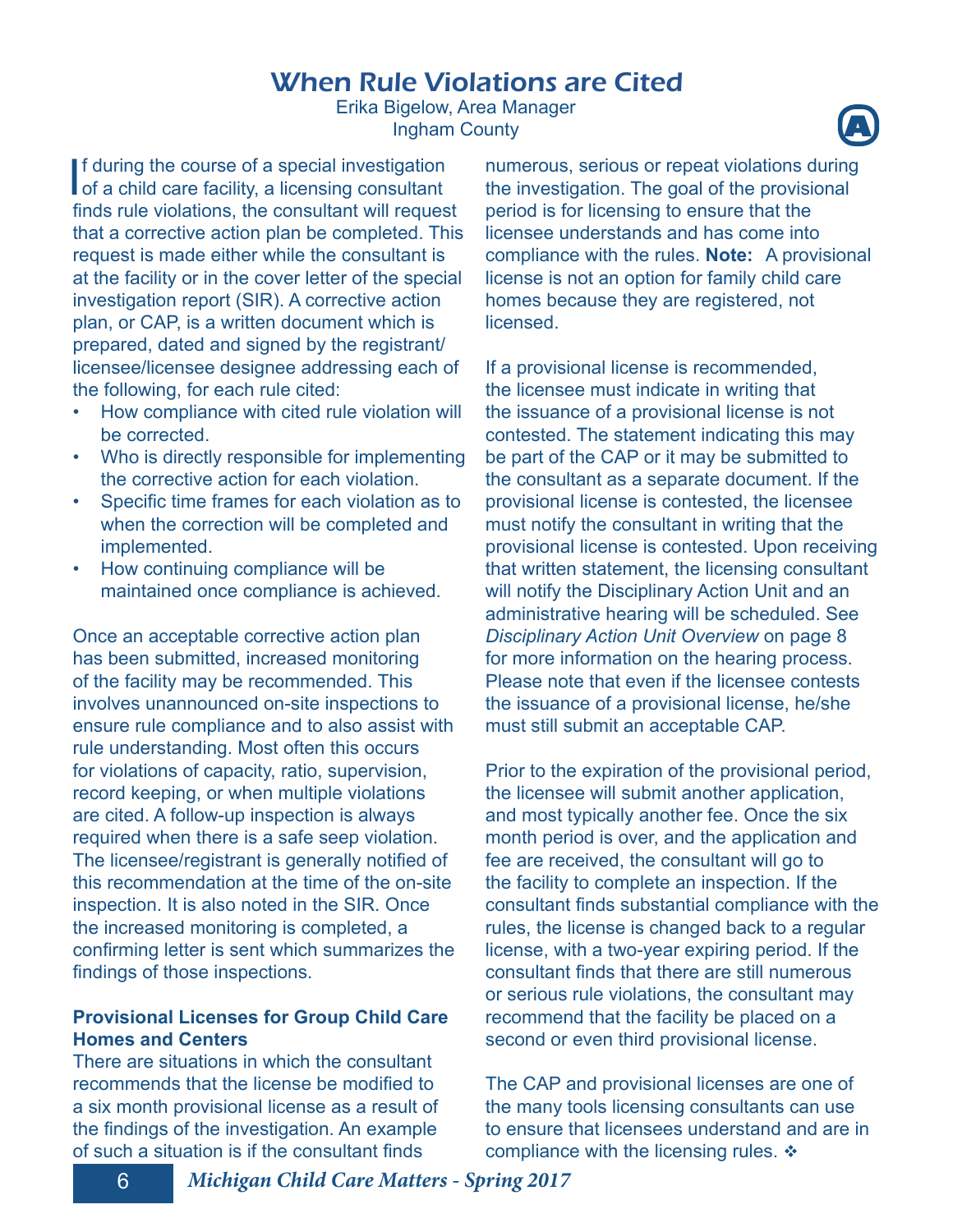# When Rule Violations are Cited

Erika Bigelow, Area Manager
Ingham County

If during the course of a special investigation of a child care facility, a licensing consultant finds rule violations, the consultant will request that a corrective action plan be completed. This request is made either while the consultant is at the facility or in the cover letter of the special investigation report (SIR). A corrective action plan, or CAP, is a written document which is prepared, dated and signed by the registrant/licensee/licensee designee addressing each of the following, for each rule cited:

- How compliance with cited rule violation will be corrected.
- Who is directly responsible for implementing the corrective action for each violation.
- Specific time frames for each violation as to when the correction will be completed and implemented.
- How continuing compliance will be maintained once compliance is achieved.

Once an acceptable corrective action plan has been submitted, increased monitoring of the facility may be recommended. This involves unannounced on-site inspections to ensure rule compliance and to also assist with rule understanding. Most often this occurs for violations of capacity, ratio, supervision, record keeping, or when multiple violations are cited. A follow-up inspection is always required when there is a safe seep violation. The licensee/registrant is generally notified of this recommendation at the time of the on-site inspection. It is also noted in the SIR. Once the increased monitoring is completed, a confirming letter is sent which summarizes the findings of those inspections.

**Provisional Licenses for Group Child Care Homes and Centers**

There are situations in which the consultant recommends that the license be modified to a six month provisional license as a result of the findings of the investigation. An example of such a situation is if the consultant finds numerous, serious or repeat violations during the investigation. The goal of the provisional period is for licensing to ensure that the licensee understands and has come into compliance with the rules. **Note:** A provisional license is not an option for family child care homes because they are registered, not licensed.

If a provisional license is recommended, the licensee must indicate in writing that the issuance of a provisional license is not contested. The statement indicating this may be part of the CAP or it may be submitted to the consultant as a separate document. If the provisional license is contested, the licensee must notify the consultant in writing that the provisional license is contested. Upon receiving that written statement, the licensing consultant will notify the Disciplinary Action Unit and an administrative hearing will be scheduled. See *Disciplinary Action Unit Overview* on page 8 for more information on the hearing process. Please note that even if the licensee contests the issuance of a provisional license, he/she must still submit an acceptable CAP.

Prior to the expiration of the provisional period, the licensee will submit another application, and most typically another fee. Once the six month period is over, and the application and fee are received, the consultant will go to the facility to complete an inspection. If the consultant finds substantial compliance with the rules, the license is changed back to a regular license, with a two-year expiring period. If the consultant finds that there are still numerous or serious rule violations, the consultant may recommend that the facility be placed on a second or even third provisional license.

The CAP and provisional licenses are one of the many tools licensing consultants can use to ensure that licensees understand and are in compliance with the licensing rules. ❖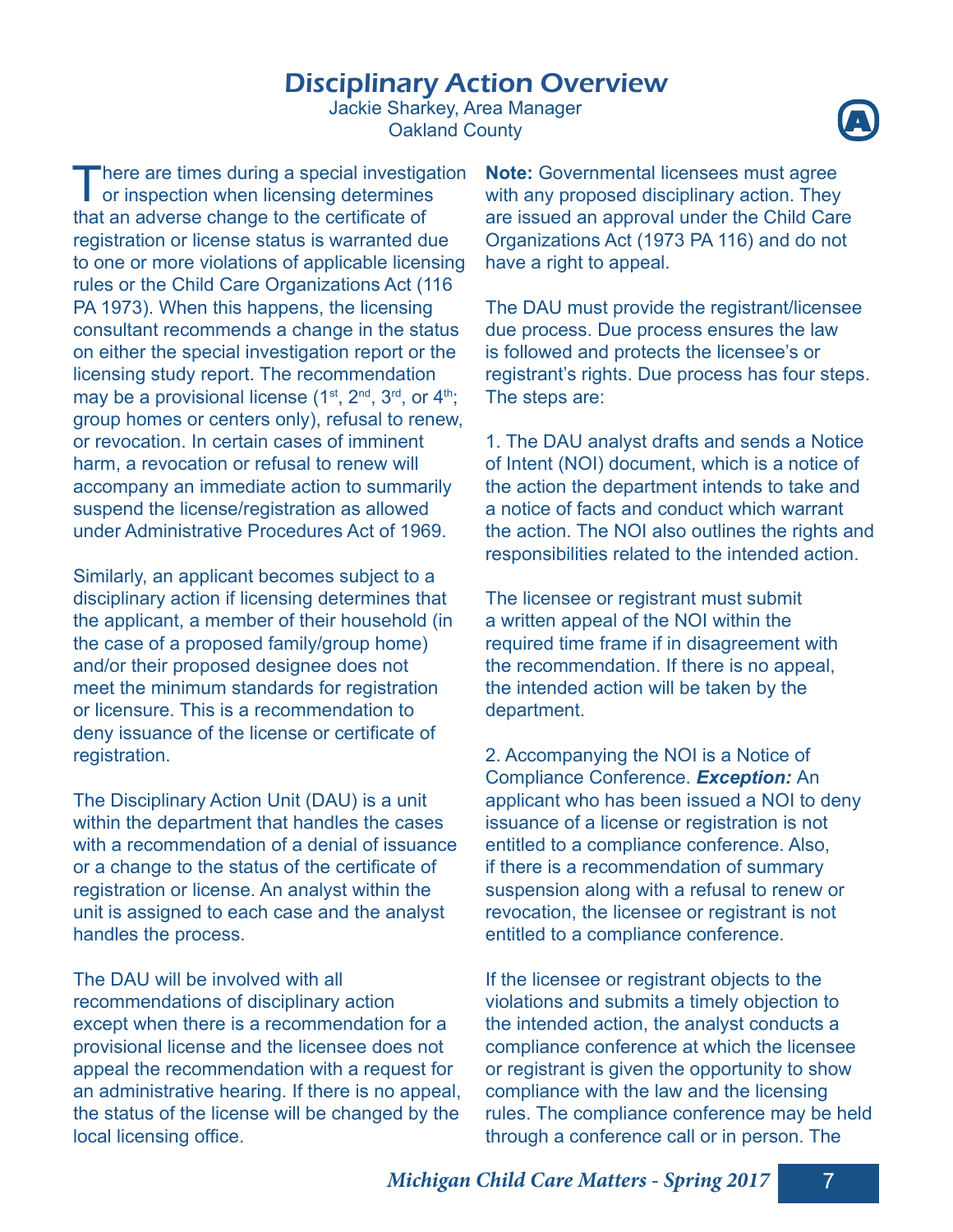# Disciplinary Action Overview

Jackie Sharkey, Area Manager
Oakland County

There are times during a special investigation or inspection when licensing determines that an adverse change to the certificate of registration or license status is warranted due to one or more violations of applicable licensing rules or the Child Care Organizations Act (116 PA 1973). When this happens, the licensing consultant recommends a change in the status on either the special investigation report or the licensing study report. The recommendation may be a provisional license (1st, 2nd, 3rd, or 4th; group homes or centers only), refusal to renew, or revocation. In certain cases of imminent harm, a revocation or refusal to renew will accompany an immediate action to summarily suspend the license/registration as allowed under Administrative Procedures Act of 1969.

Similarly, an applicant becomes subject to a disciplinary action if licensing determines that the applicant, a member of their household (in the case of a proposed family/group home) and/or their proposed designee does not meet the minimum standards for registration or licensure. This is a recommendation to deny issuance of the license or certificate of registration.

The Disciplinary Action Unit (DAU) is a unit within the department that handles the cases with a recommendation of a denial of issuance or a change to the status of the certificate of registration or license. An analyst within the unit is assigned to each case and the analyst handles the process.

The DAU will be involved with all recommendations of disciplinary action except when there is a recommendation for a provisional license and the licensee does not appeal the recommendation with a request for an administrative hearing. If there is no appeal, the status of the license will be changed by the local licensing office.

**Note:** Governmental licensees must agree with any proposed disciplinary action. They are issued an approval under the Child Care Organizations Act (1973 PA 116) and do not have a right to appeal.

The DAU must provide the registrant/licensee due process. Due process ensures the law is followed and protects the licensee's or registrant's rights. Due process has four steps. The steps are:

1. The DAU analyst drafts and sends a Notice of Intent (NOI) document, which is a notice of the action the department intends to take and a notice of facts and conduct which warrant the action. The NOI also outlines the rights and responsibilities related to the intended action.

The licensee or registrant must submit a written appeal of the NOI within the required time frame if in disagreement with the recommendation. If there is no appeal, the intended action will be taken by the department.

2. Accompanying the NOI is a Notice of Compliance Conference. ***Exception:*** An applicant who has been issued a NOI to deny issuance of a license or registration is not entitled to a compliance conference. Also, if there is a recommendation of summary suspension along with a refusal to renew or revocation, the licensee or registrant is not entitled to a compliance conference.

If the licensee or registrant objects to the violations and submits a timely objection to the intended action, the analyst conducts a compliance conference at which the licensee or registrant is given the opportunity to show compliance with the law and the licensing rules. The compliance conference may be held through a conference call or in person. The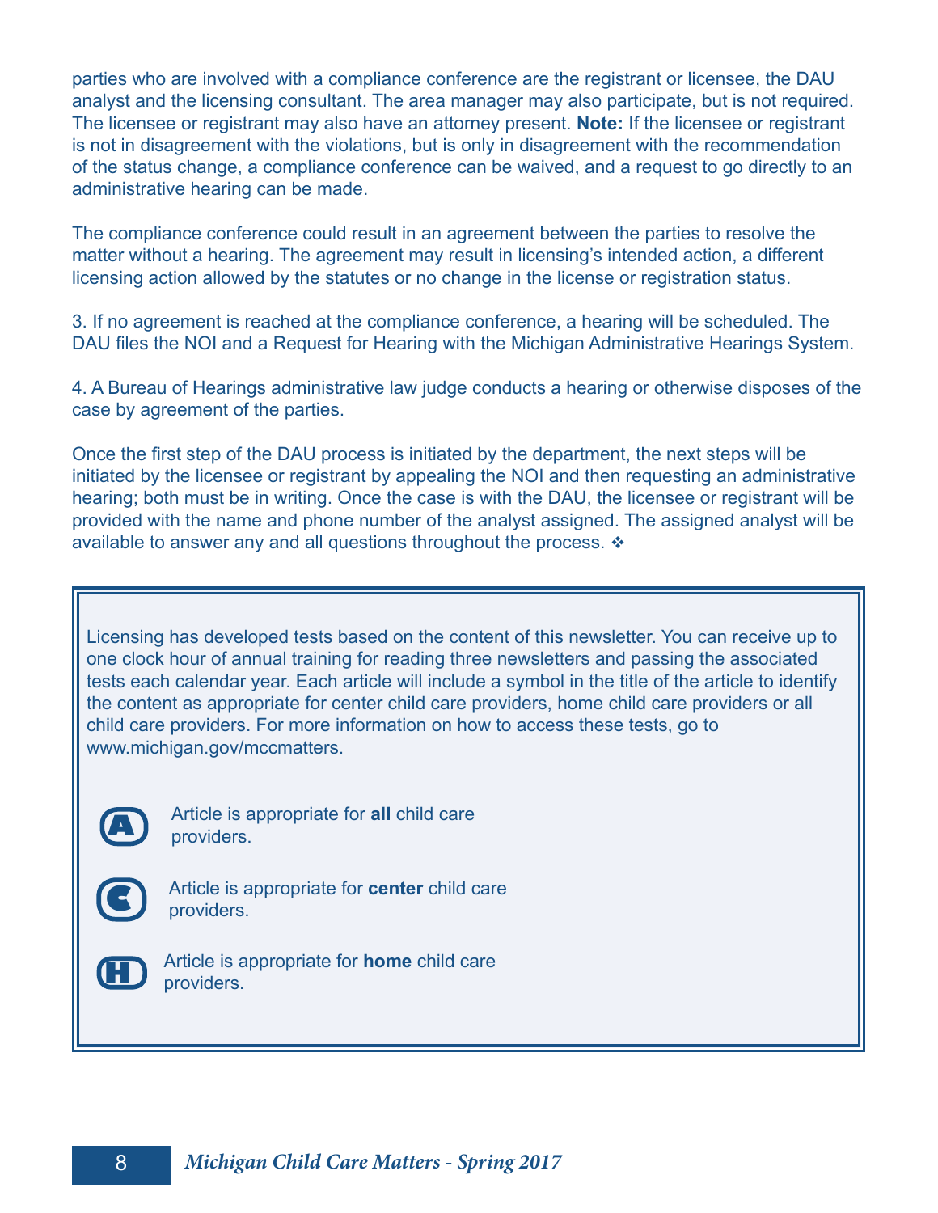parties who are involved with a compliance conference are the registrant or licensee, the DAU analyst and the licensing consultant. The area manager may also participate, but is not required. The licensee or registrant may also have an attorney present. **Note:** If the licensee or registrant is not in disagreement with the violations, but is only in disagreement with the recommendation of the status change, a compliance conference can be waived, and a request to go directly to an administrative hearing can be made.

The compliance conference could result in an agreement between the parties to resolve the matter without a hearing. The agreement may result in licensing's intended action, a different licensing action allowed by the statutes or no change in the license or registration status.

3. If no agreement is reached at the compliance conference, a hearing will be scheduled. The DAU files the NOI and a Request for Hearing with the Michigan Administrative Hearings System.

4. A Bureau of Hearings administrative law judge conducts a hearing or otherwise disposes of the case by agreement of the parties.

Once the first step of the DAU process is initiated by the department, the next steps will be initiated by the licensee or registrant by appealing the NOI and then requesting an administrative hearing; both must be in writing. Once the case is with the DAU, the licensee or registrant will be provided with the name and phone number of the analyst assigned. The assigned analyst will be available to answer any and all questions throughout the process. ❖

Licensing has developed tests based on the content of this newsletter. You can receive up to one clock hour of annual training for reading three newsletters and passing the associated tests each calendar year. Each article will include a symbol in the title of the article to identify the content as appropriate for center child care providers, home child care providers or all child care providers. For more information on how to access these tests, go to www.michigan.gov/mccmatters.

(A) Article is appropriate for **all** child care providers.

(C) Article is appropriate for **center** child care providers.

(H) Article is appropriate for **home** child care providers.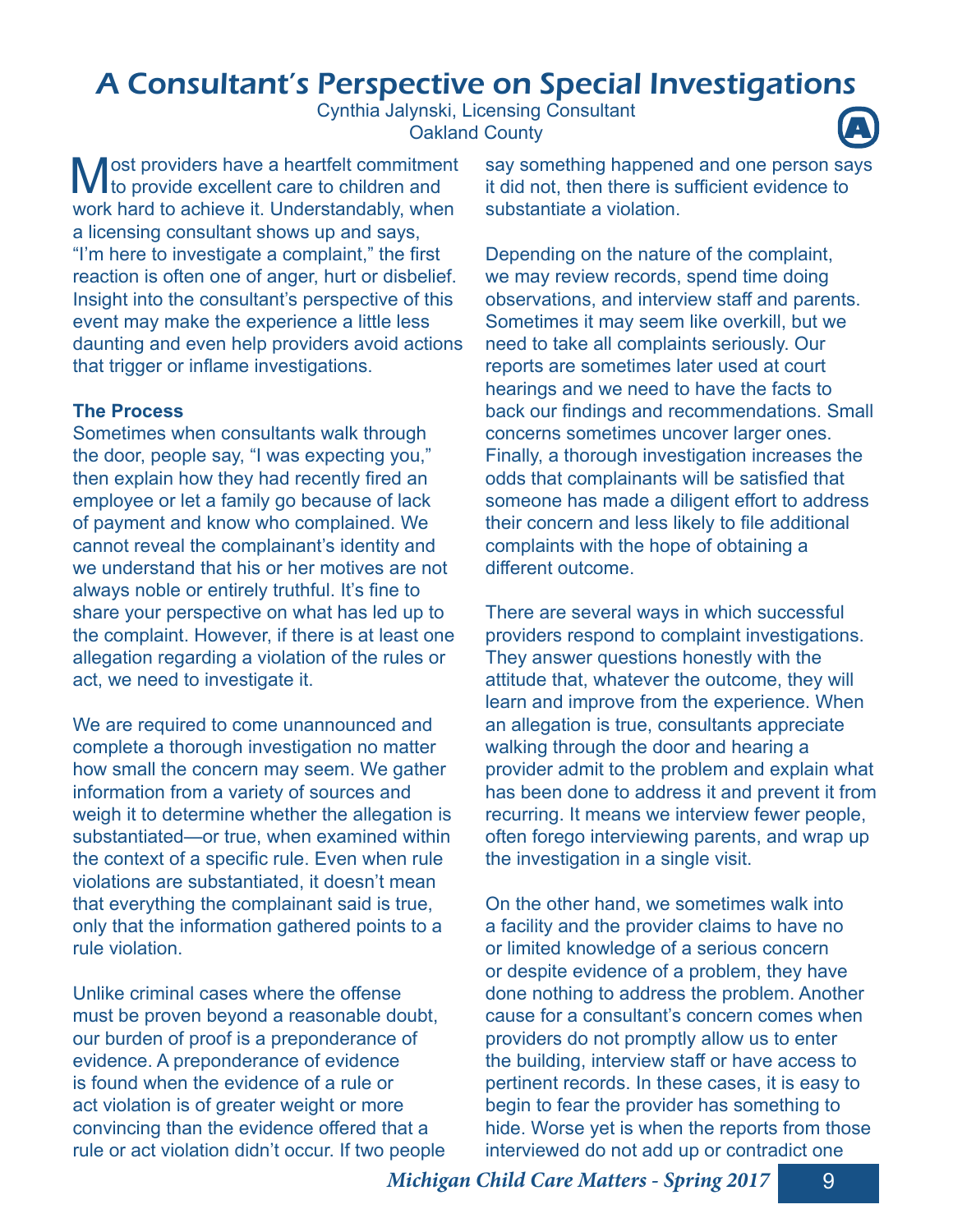# A Consultant's Perspective on Special Investigations

Cynthia Jalynski, Licensing Consultant
Oakland County

Most providers have a heartfelt commitment to provide excellent care to children and work hard to achieve it. Understandably, when a licensing consultant shows up and says, "I'm here to investigate a complaint," the first reaction is often one of anger, hurt or disbelief. Insight into the consultant's perspective of this event may make the experience a little less daunting and even help providers avoid actions that trigger or inflame investigations.

**The Process**

Sometimes when consultants walk through the door, people say, "I was expecting you," then explain how they had recently fired an employee or let a family go because of lack of payment and know who complained. We cannot reveal the complainant's identity and we understand that his or her motives are not always noble or entirely truthful. It's fine to share your perspective on what has led up to the complaint. However, if there is at least one allegation regarding a violation of the rules or act, we need to investigate it.

We are required to come unannounced and complete a thorough investigation no matter how small the concern may seem. We gather information from a variety of sources and weigh it to determine whether the allegation is substantiated—or true, when examined within the context of a specific rule. Even when rule violations are substantiated, it doesn't mean that everything the complainant said is true, only that the information gathered points to a rule violation.

Unlike criminal cases where the offense must be proven beyond a reasonable doubt, our burden of proof is a preponderance of evidence. A preponderance of evidence is found when the evidence of a rule or act violation is of greater weight or more convincing than the evidence offered that a rule or act violation didn't occur. If two people say something happened and one person says it did not, then there is sufficient evidence to substantiate a violation.

Depending on the nature of the complaint, we may review records, spend time doing observations, and interview staff and parents. Sometimes it may seem like overkill, but we need to take all complaints seriously. Our reports are sometimes later used at court hearings and we need to have the facts to back our findings and recommendations. Small concerns sometimes uncover larger ones. Finally, a thorough investigation increases the odds that complainants will be satisfied that someone has made a diligent effort to address their concern and less likely to file additional complaints with the hope of obtaining a different outcome.

There are several ways in which successful providers respond to complaint investigations. They answer questions honestly with the attitude that, whatever the outcome, they will learn and improve from the experience. When an allegation is true, consultants appreciate walking through the door and hearing a provider admit to the problem and explain what has been done to address it and prevent it from recurring. It means we interview fewer people, often forego interviewing parents, and wrap up the investigation in a single visit.

On the other hand, we sometimes walk into a facility and the provider claims to have no or limited knowledge of a serious concern or despite evidence of a problem, they have done nothing to address the problem. Another cause for a consultant's concern comes when providers do not promptly allow us to enter the building, interview staff or have access to pertinent records. In these cases, it is easy to begin to fear the provider has something to hide. Worse yet is when the reports from those interviewed do not add up or contradict one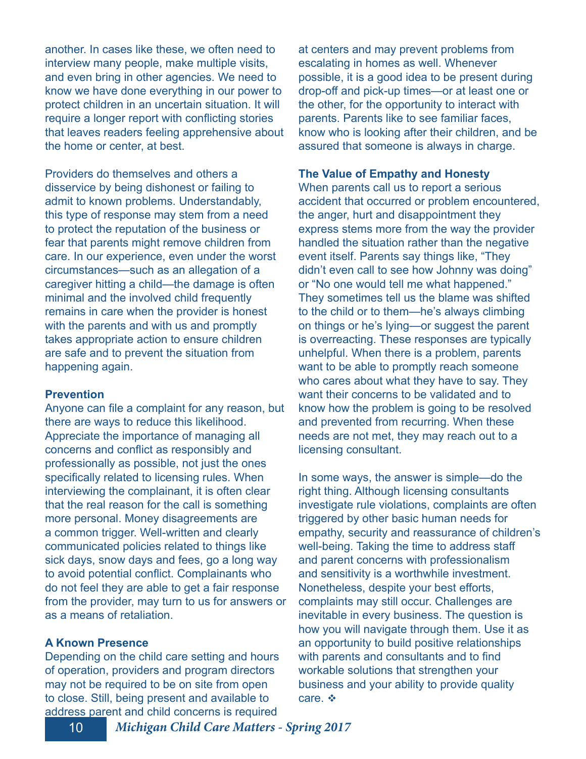another. In cases like these, we often need to interview many people, make multiple visits, and even bring in other agencies. We need to know we have done everything in our power to protect children in an uncertain situation. It will require a longer report with conflicting stories that leaves readers feeling apprehensive about the home or center, at best.

Providers do themselves and others a disservice by being dishonest or failing to admit to known problems. Understandably, this type of response may stem from a need to protect the reputation of the business or fear that parents might remove children from care. In our experience, even under the worst circumstances—such as an allegation of a caregiver hitting a child—the damage is often minimal and the involved child frequently remains in care when the provider is honest with the parents and with us and promptly takes appropriate action to ensure children are safe and to prevent the situation from happening again.

**Prevention**

Anyone can file a complaint for any reason, but there are ways to reduce this likelihood. Appreciate the importance of managing all concerns and conflict as responsibly and professionally as possible, not just the ones specifically related to licensing rules. When interviewing the complainant, it is often clear that the real reason for the call is something more personal. Money disagreements are a common trigger. Well-written and clearly communicated policies related to things like sick days, snow days and fees, go a long way to avoid potential conflict. Complainants who do not feel they are able to get a fair response from the provider, may turn to us for answers or as a means of retaliation.

**A Known Presence**

Depending on the child care setting and hours of operation, providers and program directors may not be required to be on site from open to close. Still, being present and available to address parent and child concerns is required at centers and may prevent problems from escalating in homes as well. Whenever possible, it is a good idea to be present during drop-off and pick-up times—or at least one or the other, for the opportunity to interact with parents. Parents like to see familiar faces, know who is looking after their children, and be assured that someone is always in charge.

**The Value of Empathy and Honesty**

When parents call us to report a serious accident that occurred or problem encountered, the anger, hurt and disappointment they express stems more from the way the provider handled the situation rather than the negative event itself. Parents say things like, "They didn't even call to see how Johnny was doing" or "No one would tell me what happened." They sometimes tell us the blame was shifted to the child or to them—he's always climbing on things or he's lying—or suggest the parent is overreacting. These responses are typically unhelpful. When there is a problem, parents want to be able to promptly reach someone who cares about what they have to say. They want their concerns to be validated and to know how the problem is going to be resolved and prevented from recurring. When these needs are not met, they may reach out to a licensing consultant.

In some ways, the answer is simple—do the right thing. Although licensing consultants investigate rule violations, complaints are often triggered by other basic human needs for empathy, security and reassurance of children's well-being. Taking the time to address staff and parent concerns with professionalism and sensitivity is a worthwhile investment. Nonetheless, despite your best efforts, complaints may still occur. Challenges are inevitable in every business. The question is how you will navigate through them. Use it as an opportunity to build positive relationships with parents and consultants and to find workable solutions that strengthen your business and your ability to provide quality care. ❖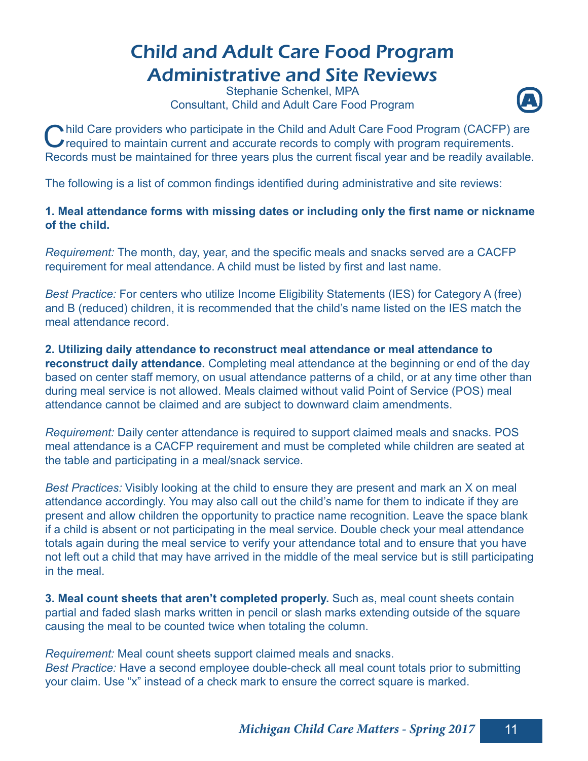# Child and Adult Care Food Program Administrative and Site Reviews

Stephanie Schenkel, MPA
Consultant, Child and Adult Care Food Program

Child Care providers who participate in the Child and Adult Care Food Program (CACFP) are required to maintain current and accurate records to comply with program requirements. Records must be maintained for three years plus the current fiscal year and be readily available.

The following is a list of common findings identified during administrative and site reviews:

**1. Meal attendance forms with missing dates or including only the first name or nickname of the child.**

*Requirement:* The month, day, year, and the specific meals and snacks served are a CACFP requirement for meal attendance. A child must be listed by first and last name.

*Best Practice:* For centers who utilize Income Eligibility Statements (IES) for Category A (free) and B (reduced) children, it is recommended that the child's name listed on the IES match the meal attendance record.

**2. Utilizing daily attendance to reconstruct meal attendance or meal attendance to reconstruct daily attendance.** Completing meal attendance at the beginning or end of the day based on center staff memory, on usual attendance patterns of a child, or at any time other than during meal service is not allowed. Meals claimed without valid Point of Service (POS) meal attendance cannot be claimed and are subject to downward claim amendments.

*Requirement:* Daily center attendance is required to support claimed meals and snacks. POS meal attendance is a CACFP requirement and must be completed while children are seated at the table and participating in a meal/snack service.

*Best Practices:* Visibly looking at the child to ensure they are present and mark an X on meal attendance accordingly. You may also call out the child's name for them to indicate if they are present and allow children the opportunity to practice name recognition. Leave the space blank if a child is absent or not participating in the meal service. Double check your meal attendance totals again during the meal service to verify your attendance total and to ensure that you have not left out a child that may have arrived in the middle of the meal service but is still participating in the meal.

**3. Meal count sheets that aren't completed properly.** Such as, meal count sheets contain partial and faded slash marks written in pencil or slash marks extending outside of the square causing the meal to be counted twice when totaling the column.

*Requirement:* Meal count sheets support claimed meals and snacks.
*Best Practice:* Have a second employee double-check all meal count totals prior to submitting your claim. Use "x" instead of a check mark to ensure the correct square is marked.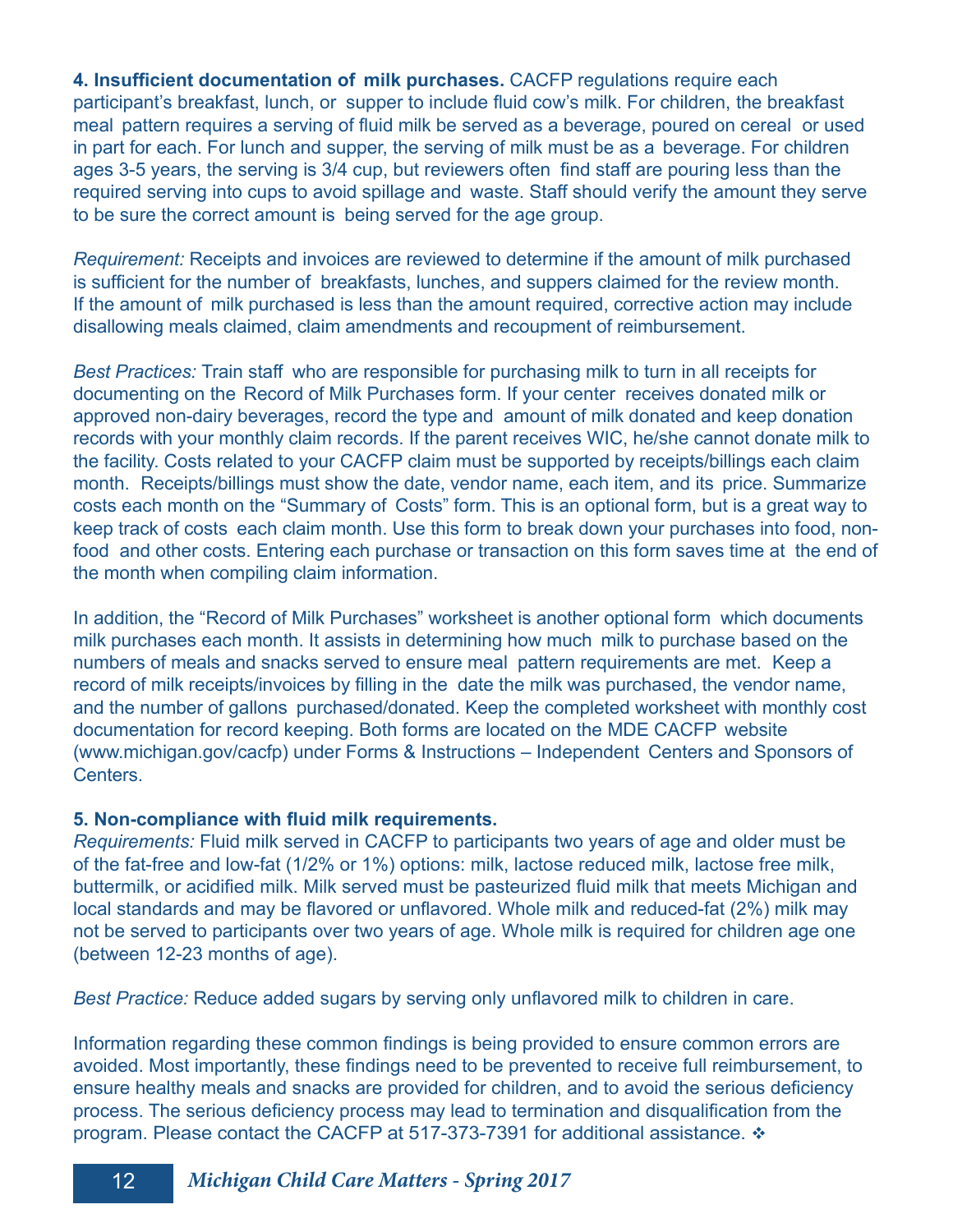**4. Insufficient documentation of milk purchases.** CACFP regulations require each participant's breakfast, lunch, or supper to include fluid cow's milk. For children, the breakfast meal pattern requires a serving of fluid milk be served as a beverage, poured on cereal or used in part for each. For lunch and supper, the serving of milk must be as a beverage. For children ages 3-5 years, the serving is 3/4 cup, but reviewers often find staff are pouring less than the required serving into cups to avoid spillage and waste. Staff should verify the amount they serve to be sure the correct amount is being served for the age group.

*Requirement:* Receipts and invoices are reviewed to determine if the amount of milk purchased is sufficient for the number of breakfasts, lunches, and suppers claimed for the review month. If the amount of milk purchased is less than the amount required, corrective action may include disallowing meals claimed, claim amendments and recoupment of reimbursement.

*Best Practices:* Train staff who are responsible for purchasing milk to turn in all receipts for documenting on the Record of Milk Purchases form. If your center receives donated milk or approved non-dairy beverages, record the type and amount of milk donated and keep donation records with your monthly claim records. If the parent receives WIC, he/she cannot donate milk to the facility. Costs related to your CACFP claim must be supported by receipts/billings each claim month. Receipts/billings must show the date, vendor name, each item, and its price. Summarize costs each month on the "Summary of Costs" form. This is an optional form, but is a great way to keep track of costs each claim month. Use this form to break down your purchases into food, non-food and other costs. Entering each purchase or transaction on this form saves time at the end of the month when compiling claim information.

In addition, the "Record of Milk Purchases" worksheet is another optional form which documents milk purchases each month. It assists in determining how much milk to purchase based on the numbers of meals and snacks served to ensure meal pattern requirements are met. Keep a record of milk receipts/invoices by filling in the date the milk was purchased, the vendor name, and the number of gallons purchased/donated. Keep the completed worksheet with monthly cost documentation for record keeping. Both forms are located on the MDE CACFP website (www.michigan.gov/cacfp) under Forms & Instructions – Independent Centers and Sponsors of Centers.

**5. Non-compliance with fluid milk requirements.**

*Requirements:* Fluid milk served in CACFP to participants two years of age and older must be of the fat-free and low-fat (1/2% or 1%) options: milk, lactose reduced milk, lactose free milk, buttermilk, or acidified milk. Milk served must be pasteurized fluid milk that meets Michigan and local standards and may be flavored or unflavored. Whole milk and reduced-fat (2%) milk may not be served to participants over two years of age. Whole milk is required for children age one (between 12-23 months of age).

*Best Practice:* Reduce added sugars by serving only unflavored milk to children in care.

Information regarding these common findings is being provided to ensure common errors are avoided. Most importantly, these findings need to be prevented to receive full reimbursement, to ensure healthy meals and snacks are provided for children, and to avoid the serious deficiency process. The serious deficiency process may lead to termination and disqualification from the program. Please contact the CACFP at 517-373-7391 for additional assistance. ❖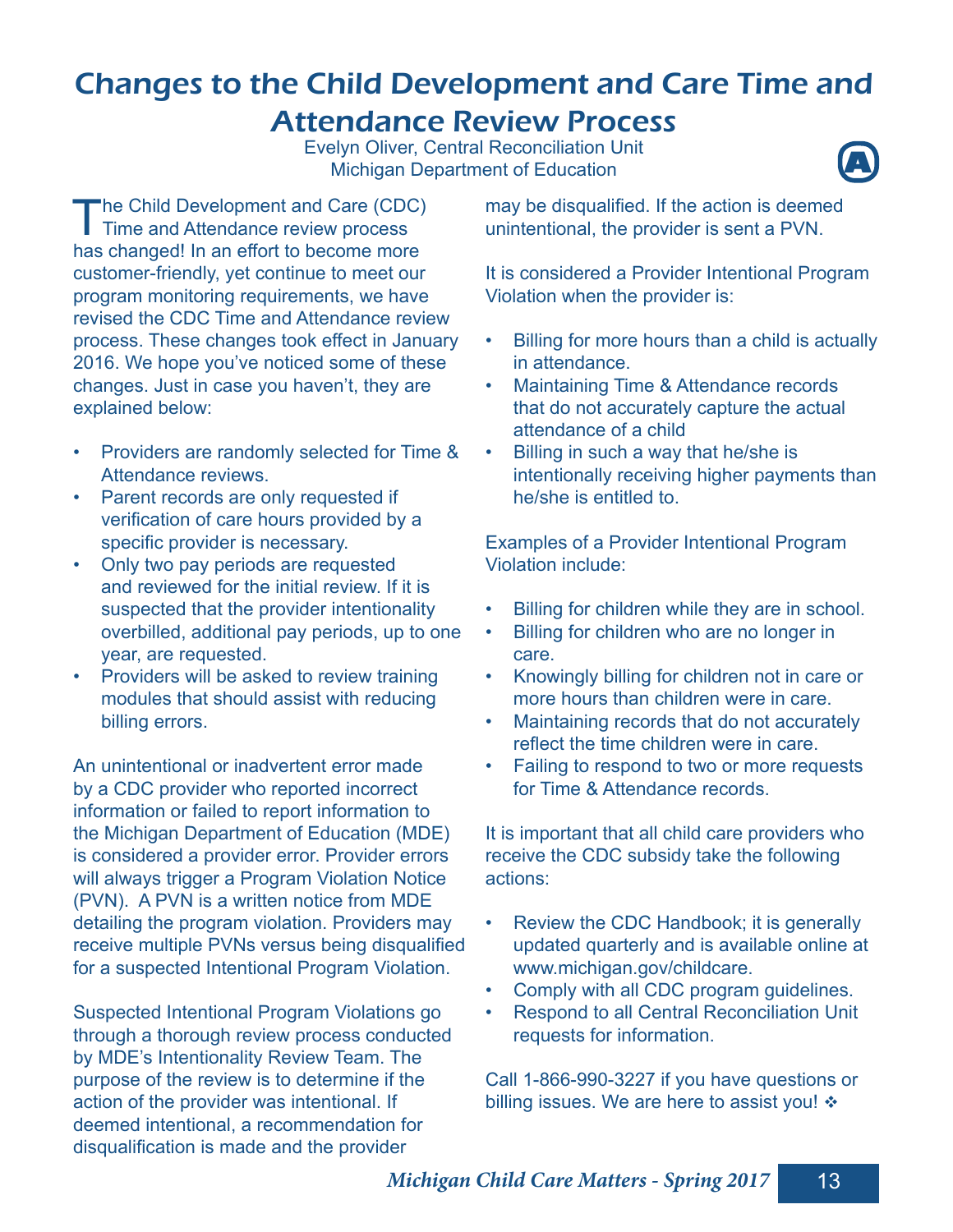# Changes to the Child Development and Care Time and Attendance Review Process

Evelyn Oliver, Central Reconciliation Unit
Michigan Department of Education

The Child Development and Care (CDC) Time and Attendance review process has changed! In an effort to become more customer-friendly, yet continue to meet our program monitoring requirements, we have revised the CDC Time and Attendance review process. These changes took effect in January 2016. We hope you've noticed some of these changes. Just in case you haven't, they are explained below:

- Providers are randomly selected for Time & Attendance reviews.
- Parent records are only requested if verification of care hours provided by a specific provider is necessary.
- Only two pay periods are requested and reviewed for the initial review. If it is suspected that the provider intentionality overbilled, additional pay periods, up to one year, are requested.
- Providers will be asked to review training modules that should assist with reducing billing errors.

An unintentional or inadvertent error made by a CDC provider who reported incorrect information or failed to report information to the Michigan Department of Education (MDE) is considered a provider error. Provider errors will always trigger a Program Violation Notice (PVN). A PVN is a written notice from MDE detailing the program violation. Providers may receive multiple PVNs versus being disqualified for a suspected Intentional Program Violation.

Suspected Intentional Program Violations go through a thorough review process conducted by MDE's Intentionality Review Team. The purpose of the review is to determine if the action of the provider was intentional. If deemed intentional, a recommendation for disqualification is made and the provider may be disqualified. If the action is deemed unintentional, the provider is sent a PVN.

It is considered a Provider Intentional Program Violation when the provider is:

- Billing for more hours than a child is actually in attendance.
- Maintaining Time & Attendance records that do not accurately capture the actual attendance of a child
- Billing in such a way that he/she is intentionally receiving higher payments than he/she is entitled to.

Examples of a Provider Intentional Program Violation include:

- Billing for children while they are in school.
- Billing for children who are no longer in care.
- Knowingly billing for children not in care or more hours than children were in care.
- Maintaining records that do not accurately reflect the time children were in care.
- Failing to respond to two or more requests for Time & Attendance records.

It is important that all child care providers who receive the CDC subsidy take the following actions:

- Review the CDC Handbook; it is generally updated quarterly and is available online at www.michigan.gov/childcare.
- Comply with all CDC program guidelines.
- Respond to all Central Reconciliation Unit requests for information.

Call 1-866-990-3227 if you have questions or billing issues. We are here to assist you! ❖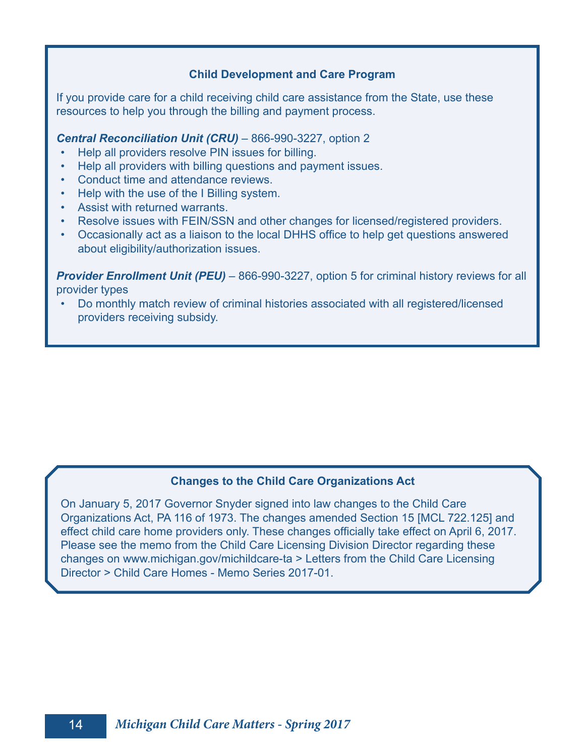## Child Development and Care Program

If you provide care for a child receiving child care assistance from the State, use these resources to help you through the billing and payment process.

***Central Reconciliation Unit (CRU)*** – 866-990-3227, option 2

- Help all providers resolve PIN issues for billing.
- Help all providers with billing questions and payment issues.
- Conduct time and attendance reviews.
- Help with the use of the I Billing system.
- Assist with returned warrants.
- Resolve issues with FEIN/SSN and other changes for licensed/registered providers.
- Occasionally act as a liaison to the local DHHS office to help get questions answered about eligibility/authorization issues.

***Provider Enrollment Unit (PEU)*** – 866-990-3227, option 5 for criminal history reviews for all provider types

- Do monthly match review of criminal histories associated with all registered/licensed providers receiving subsidy.

## Changes to the Child Care Organizations Act

On January 5, 2017 Governor Snyder signed into law changes to the Child Care Organizations Act, PA 116 of 1973. The changes amended Section 15 [MCL 722.125] and effect child care home providers only. These changes officially take effect on April 6, 2017. Please see the memo from the Child Care Licensing Division Director regarding these changes on www.michigan.gov/michildcare-ta > Letters from the Child Care Licensing Director > Child Care Homes - Memo Series 2017-01.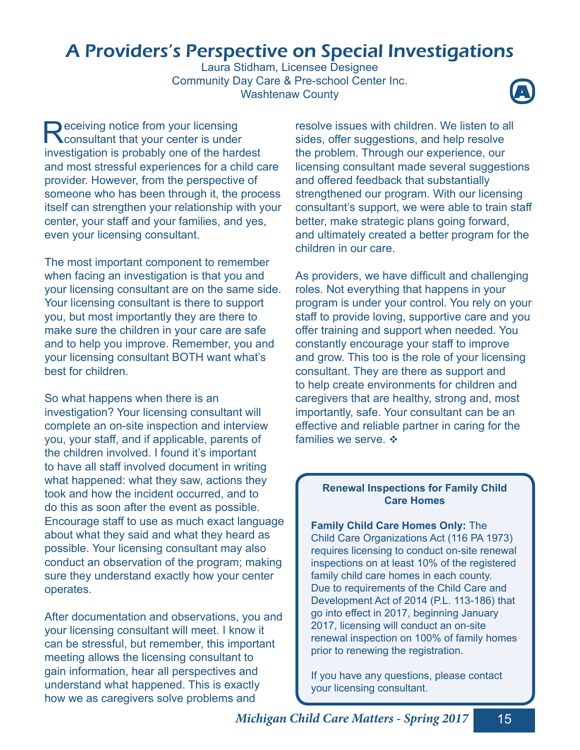# A Providers's Perspective on Special Investigations

Laura Stidham, Licensee Designee
Community Day Care & Pre-school Center Inc.
Washtenaw County

Receiving notice from your licensing consultant that your center is under investigation is probably one of the hardest and most stressful experiences for a child care provider. However, from the perspective of someone who has been through it, the process itself can strengthen your relationship with your center, your staff and your families, and yes, even your licensing consultant.

The most important component to remember when facing an investigation is that you and your licensing consultant are on the same side. Your licensing consultant is there to support you, but most importantly they are there to make sure the children in your care are safe and to help you improve. Remember, you and your licensing consultant BOTH want what's best for children.

So what happens when there is an investigation? Your licensing consultant will complete an on-site inspection and interview you, your staff, and if applicable, parents of the children involved. I found it's important to have all staff involved document in writing what happened: what they saw, actions they took and how the incident occurred, and to do this as soon after the event as possible. Encourage staff to use as much exact language about what they said and what they heard as possible. Your licensing consultant may also conduct an observation of the program; making sure they understand exactly how your center operates.

After documentation and observations, you and your licensing consultant will meet. I know it can be stressful, but remember, this important meeting allows the licensing consultant to gain information, hear all perspectives and understand what happened. This is exactly how we as caregivers solve problems and resolve issues with children. We listen to all sides, offer suggestions, and help resolve the problem. Through our experience, our licensing consultant made several suggestions and offered feedback that substantially strengthened our program. With our licensing consultant's support, we were able to train staff better, make strategic plans going forward, and ultimately created a better program for the children in our care.

As providers, we have difficult and challenging roles. Not everything that happens in your program is under your control. You rely on your staff to provide loving, supportive care and you offer training and support when needed. You constantly encourage your staff to improve and grow. This too is the role of your licensing consultant. They are there as support and to help create environments for children and caregivers that are healthy, strong and, most importantly, safe. Your consultant can be an effective and reliable partner in caring for the families we serve. ❖

**Renewal Inspections for Family Child Care Homes**

**Family Child Care Homes Only:** The Child Care Organizations Act (116 PA 1973) requires licensing to conduct on-site renewal inspections on at least 10% of the registered family child care homes in each county. Due to requirements of the Child Care and Development Act of 2014 (P.L. 113-186) that go into effect in 2017, beginning January 2017, licensing will conduct an on-site renewal inspection on 100% of family homes prior to renewing the registration.

If you have any questions, please contact your licensing consultant.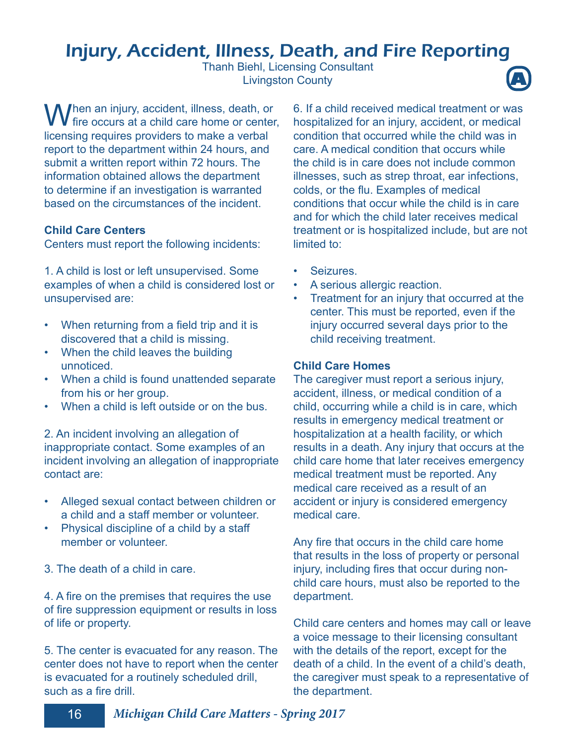# Injury, Accident, Illness, Death, and Fire Reporting

Thanh Biehl, Licensing Consultant
Livingston County

When an injury, accident, illness, death, or fire occurs at a child care home or center, licensing requires providers to make a verbal report to the department within 24 hours, and submit a written report within 72 hours. The information obtained allows the department to determine if an investigation is warranted based on the circumstances of the incident.

**Child Care Centers**

Centers must report the following incidents:

1. A child is lost or left unsupervised. Some examples of when a child is considered lost or unsupervised are:

- When returning from a field trip and it is discovered that a child is missing.
- When the child leaves the building unnoticed.
- When a child is found unattended separate from his or her group.
- When a child is left outside or on the bus.

2. An incident involving an allegation of inappropriate contact. Some examples of an incident involving an allegation of inappropriate contact are:

- Alleged sexual contact between children or a child and a staff member or volunteer.
- Physical discipline of a child by a staff member or volunteer.

3. The death of a child in care.

4. A fire on the premises that requires the use of fire suppression equipment or results in loss of life or property.

5. The center is evacuated for any reason. The center does not have to report when the center is evacuated for a routinely scheduled drill, such as a fire drill.

6. If a child received medical treatment or was hospitalized for an injury, accident, or medical condition that occurred while the child was in care. A medical condition that occurs while the child is in care does not include common illnesses, such as strep throat, ear infections, colds, or the flu. Examples of medical conditions that occur while the child is in care and for which the child later receives medical treatment or is hospitalized include, but are not limited to:

- Seizures.
- A serious allergic reaction.
- Treatment for an injury that occurred at the center. This must be reported, even if the injury occurred several days prior to the child receiving treatment.

**Child Care Homes**

The caregiver must report a serious injury, accident, illness, or medical condition of a child, occurring while a child is in care, which results in emergency medical treatment or hospitalization at a health facility, or which results in a death. Any injury that occurs at the child care home that later receives emergency medical treatment must be reported. Any medical care received as a result of an accident or injury is considered emergency medical care.

Any fire that occurs in the child care home that results in the loss of property or personal injury, including fires that occur during non-child care hours, must also be reported to the department.

Child care centers and homes may call or leave a voice message to their licensing consultant with the details of the report, except for the death of a child. In the event of a child's death, the caregiver must speak to a representative of the department.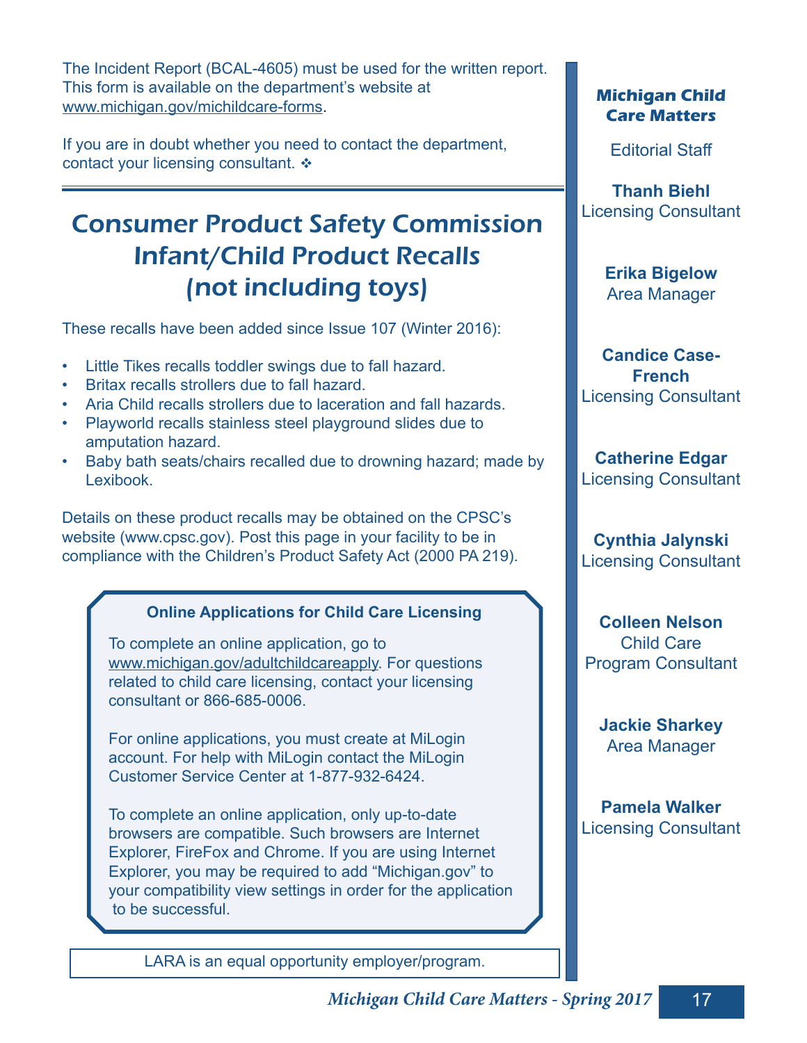The Incident Report (BCAL-4605) must be used for the written report. This form is available on the department's website at www.michigan.gov/michildcare-forms.

If you are in doubt whether you need to contact the department, contact your licensing consultant. ❖

# Consumer Product Safety Commission Infant/Child Product Recalls (not including toys)

These recalls have been added since Issue 107 (Winter 2016):

- Little Tikes recalls toddler swings due to fall hazard.
- Britax recalls strollers due to fall hazard.
- Aria Child recalls strollers due to laceration and fall hazards.
- Playworld recalls stainless steel playground slides due to amputation hazard.
- Baby bath seats/chairs recalled due to drowning hazard; made by Lexibook.

Details on these product recalls may be obtained on the CPSC's website (www.cpsc.gov). Post this page in your facility to be in compliance with the Children's Product Safety Act (2000 PA 219).

**Online Applications for Child Care Licensing**

To complete an online application, go to www.michigan.gov/adultchildcareapply. For questions related to child care licensing, contact your licensing consultant or 866-685-0006.

For online applications, you must create at MiLogin account. For help with MiLogin contact the MiLogin Customer Service Center at 1-877-932-6424.

To complete an online application, only up-to-date browsers are compatible. Such browsers are Internet Explorer, FireFox and Chrome. If you are using Internet Explorer, you may be required to add "Michigan.gov" to your compatibility view settings in order for the application to be successful.

LARA is an equal opportunity employer/program.

**Michigan Child Care Matters**

Editorial Staff

**Thanh Biehl**
Licensing Consultant

**Erika Bigelow**
Area Manager

**Candice Case-French**
Licensing Consultant

**Catherine Edgar**
Licensing Consultant

**Cynthia Jalynski**
Licensing Consultant

**Colleen Nelson**
Child Care Program Consultant

**Jackie Sharkey**
Area Manager

**Pamela Walker**
Licensing Consultant